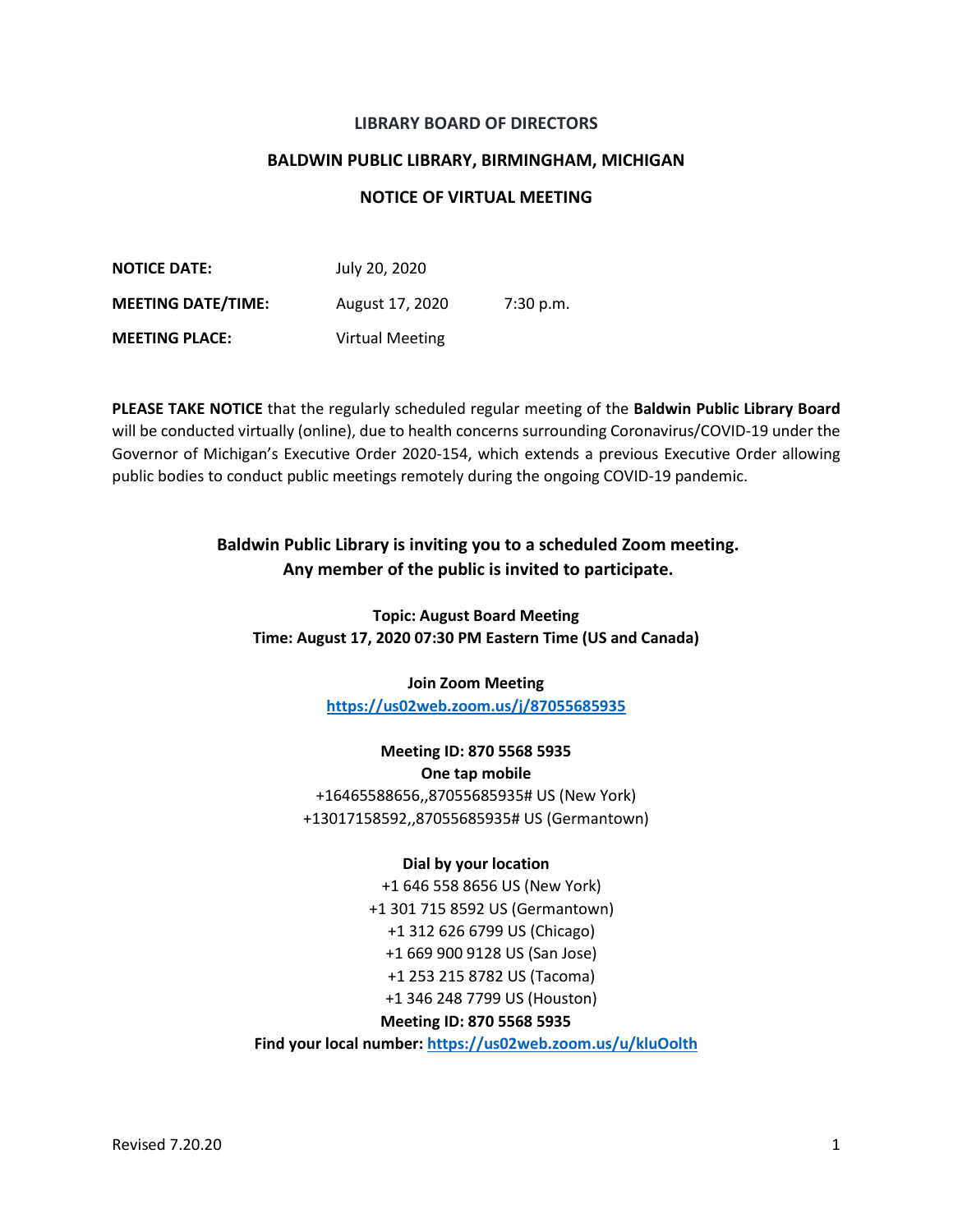**LIBRARY BOARD OF DIRECTORS**

**BALDWIN PUBLIC LIBRARY, BIRMINGHAM, MICHIGAN**

**NOTICE OF VIRTUAL MEETING**

| | | |
|---|---|---|
| **NOTICE DATE:** | July 20, 2020 | |
| **MEETING DATE/TIME:** | August 17, 2020 | 7:30 p.m. |
| **MEETING PLACE:** | Virtual Meeting | |

**PLEASE TAKE NOTICE** that the regularly scheduled regular meeting of the **Baldwin Public Library Board** will be conducted virtually (online), due to health concerns surrounding Coronavirus/COVID-19 under the Governor of Michigan's Executive Order 2020-154, which extends a previous Executive Order allowing public bodies to conduct public meetings remotely during the ongoing COVID-19 pandemic.

**Baldwin Public Library is inviting you to a scheduled Zoom meeting.**
**Any member of the public is invited to participate.**

**Topic: August Board Meeting**
**Time: August 17, 2020 07:30 PM Eastern Time (US and Canada)**

**Join Zoom Meeting**
**https://us02web.zoom.us/j/87055685935**

**Meeting ID: 870 5568 5935**
**One tap mobile**
+16465588656,,87055685935# US (New York)
+13017158592,,87055685935# US (Germantown)

**Dial by your location**
+1 646 558 8656 US (New York)
+1 301 715 8592 US (Germantown)
+1 312 626 6799 US (Chicago)
+1 669 900 9128 US (San Jose)
+1 253 215 8782 US (Tacoma)
+1 346 248 7799 US (Houston)
**Meeting ID: 870 5568 5935**
**Find your local number: https://us02web.zoom.us/u/kluOolth**

Revised 7.20.20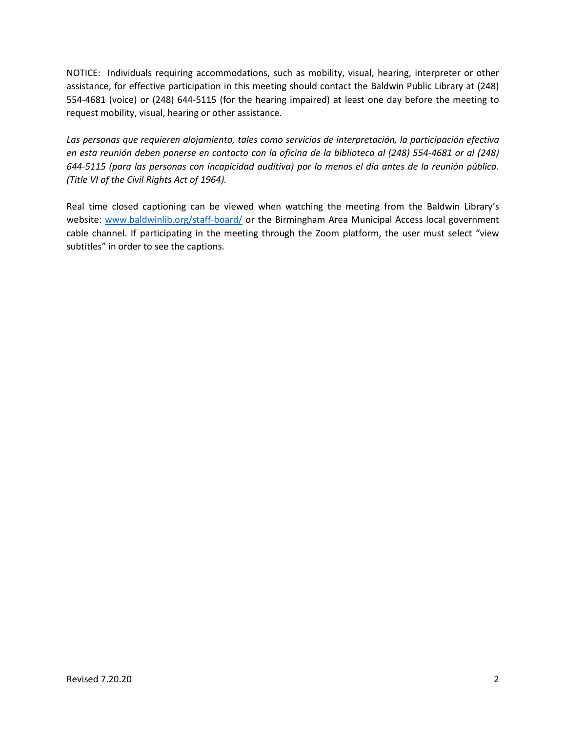NOTICE: Individuals requiring accommodations, such as mobility, visual, hearing, interpreter or other assistance, for effective participation in this meeting should contact the Baldwin Public Library at (248) 554-4681 (voice) or (248) 644-5115 (for the hearing impaired) at least one day before the meeting to request mobility, visual, hearing or other assistance.

*Las personas que requieren alojamiento, tales como servicios de interpretación, la participación efectiva en esta reunión deben ponerse en contacto con la oficina de la biblioteca al (248) 554-4681 or al (248) 644-5115 (para las personas con incapicidad auditiva) por lo menos el día antes de la reunión pública. (Title VI of the Civil Rights Act of 1964).*

Real time closed captioning can be viewed when watching the meeting from the Baldwin Library's website: [www.baldwinlib.org/staff-board/](http://www.baldwinlib.org/staff-board/) or the Birmingham Area Municipal Access local government cable channel. If participating in the meeting through the Zoom platform, the user must select "view subtitles" in order to see the captions.

Revised 7.20.20